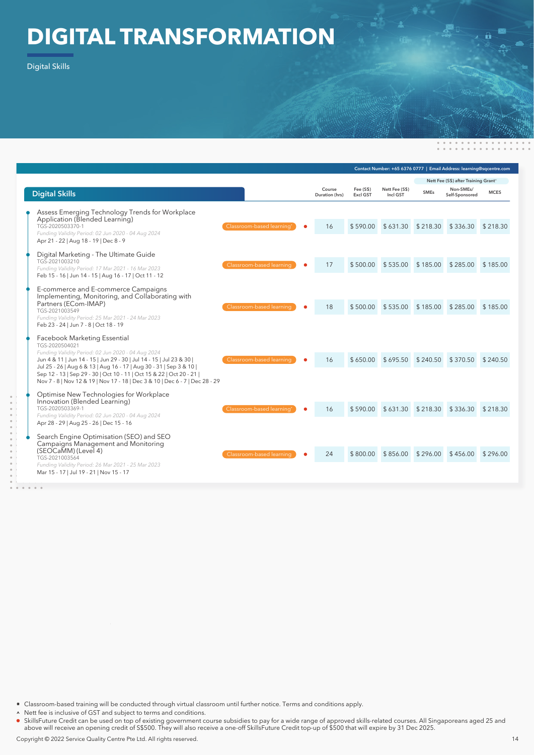# DIGITAL TRANSFORMATION

Digital Skills

Contact Number: +65 6376 0777 | Email Address: learning@sqcentre.com

| Digital Skills | | | Course Duration (hrs) | Fee (S$) Excl GST | Nett Fee (S$) Incl GST | Nett Fee (S$) after Training Grant^ | | |
|---|---|---|---|---|---|---|---|---|
| | | | | | | SMEs | Non-SMEs/ Self-Sponsored | MCES |
| Assess Emerging Technology Trends for Workplace Application (Blended Learning)<br>TGS-2020503370-1<br>*Funding Validity Period: 02 Jun 2020 - 04 Aug 2024*<br>Apr 21 - 22 \| Aug 18 - 19 \| Dec 8 - 9 | Classroom-based learning* | ● | 16 | $ 590.00 | $ 631.30 | $ 218.30 | $ 336.30 | $ 218.30 |
| Digital Marketing - The Ultimate Guide<br>TGS-2021003210<br>*Funding Validity Period: 17 Mar 2021 - 16 Mar 2023*<br>Feb 15 - 16 \| Jun 14 - 15 \| Aug 16 - 17 \| Oct 11 - 12 | Classroom-based learning | ● | 17 | $ 500.00 | $ 535.00 | $ 185.00 | $ 285.00 | $ 185.00 |
| E-commerce and E-commerce Campaigns Implementing, Monitoring, and Collaborating with Partners (ECom-IMAP)<br>TGS-2021003549<br>*Funding Validity Period: 25 Mar 2021 - 24 Mar 2023*<br>Feb 23 - 24 \| Jun 7 - 8 \| Oct 18 - 19 | Classroom-based learning | ● | 18 | $ 500.00 | $ 535.00 | $ 185.00 | $ 285.00 | $ 185.00 |
| Facebook Marketing Essential<br>TGS-2020504021<br>*Funding Validity Period: 02 Jun 2020 - 04 Aug 2024*<br>Jun 4 & 11 \| Jun 14 - 15 \| Jun 29 - 30 \| Jul 14 - 15 \| Jul 23 & 30 \| Jul 25 - 26 \| Aug 6 & 13 \| Aug 16 - 17 \| Aug 30 - 31 \| Sep 3 & 10 \| Sep 12 - 13 \| Sep 29 - 30 \| Oct 10 - 11 \| Oct 15 & 22 \| Oct 20 - 21 \| Nov 7 - 8 \| Nov 12 & 19 \| Nov 17 - 18 \| Dec 3 & 10 \| Dec 6 - 7 \| Dec 28 - 29 | Classroom-based learning | ● | 16 | $ 650.00 | $ 695.50 | $ 240.50 | $ 370.50 | $ 240.50 |
| Optimise New Technologies for Workplace Innovation (Blended Learning)<br>TGS-2020503369-1<br>*Funding Validity Period: 02 Jun 2020 - 04 Aug 2024*<br>Apr 28 - 29 \| Aug 25 - 26 \| Dec 15 - 16 | Classroom-based learning* | ● | 16 | $ 590.00 | $ 631.30 | $ 218.30 | $ 336.30 | $ 218.30 |
| Search Engine Optimisation (SEO) and SEO Campaigns Management and Monitoring (SEOCaMM) (Level 4)<br>TGS-2021003564<br>*Funding Validity Period: 26 Mar 2021 - 25 Mar 2023*<br>Mar 15 - 17 \| Jul 19 - 21 \| Nov 15 - 17 | Classroom-based learning | ● | 24 | $ 800.00 | $ 856.00 | $ 296.00 | $ 456.00 | $ 296.00 |

\* Classroom-based training will be conducted through virtual classroom until further notice. Terms and conditions apply.

^ Nett fee is inclusive of GST and subject to terms and conditions.

● SkillsFuture Credit can be used on top of existing government course subsidies to pay for a wide range of approved skills-related courses. All Singaporeans aged 25 and above will receive an opening credit of S$500. They will also receive a one-off SkillsFuture Credit top-up of $500 that will expire by 31 Dec 2025.

Copyright © 2022 Service Quality Centre Pte Ltd. All rights reserved.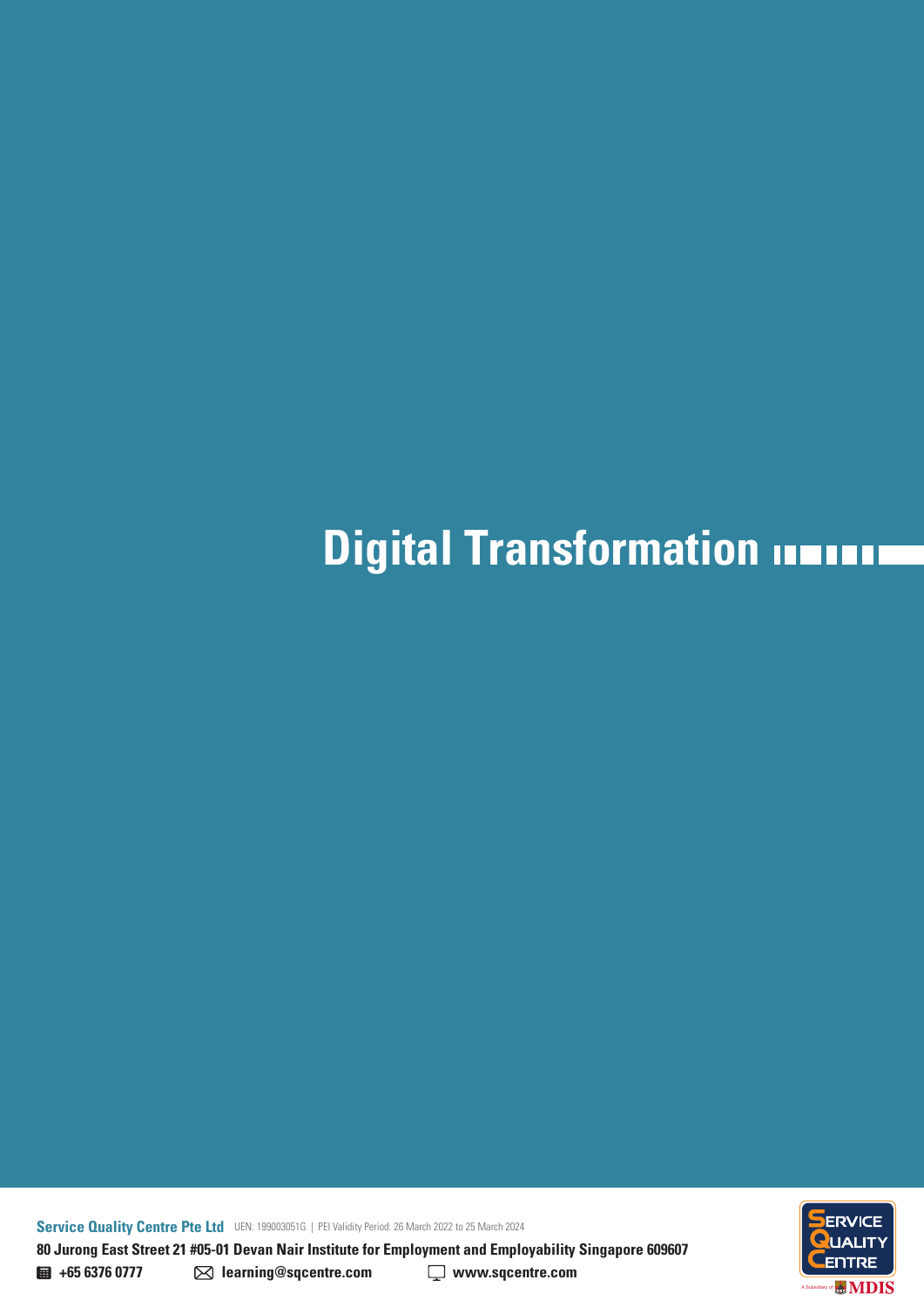# Digital Transformation

**Service Quality Centre Pte Ltd** UEN: 199003051G | PEI Validity Period: 26 March 2022 to 25 March 2024

**80 Jurong East Street 21 #05-01 Devan Nair Institute for Employment and Employability Singapore 609607**

**+65 6376 0777** **learning@sqcentre.com** **www.sqcentre.com**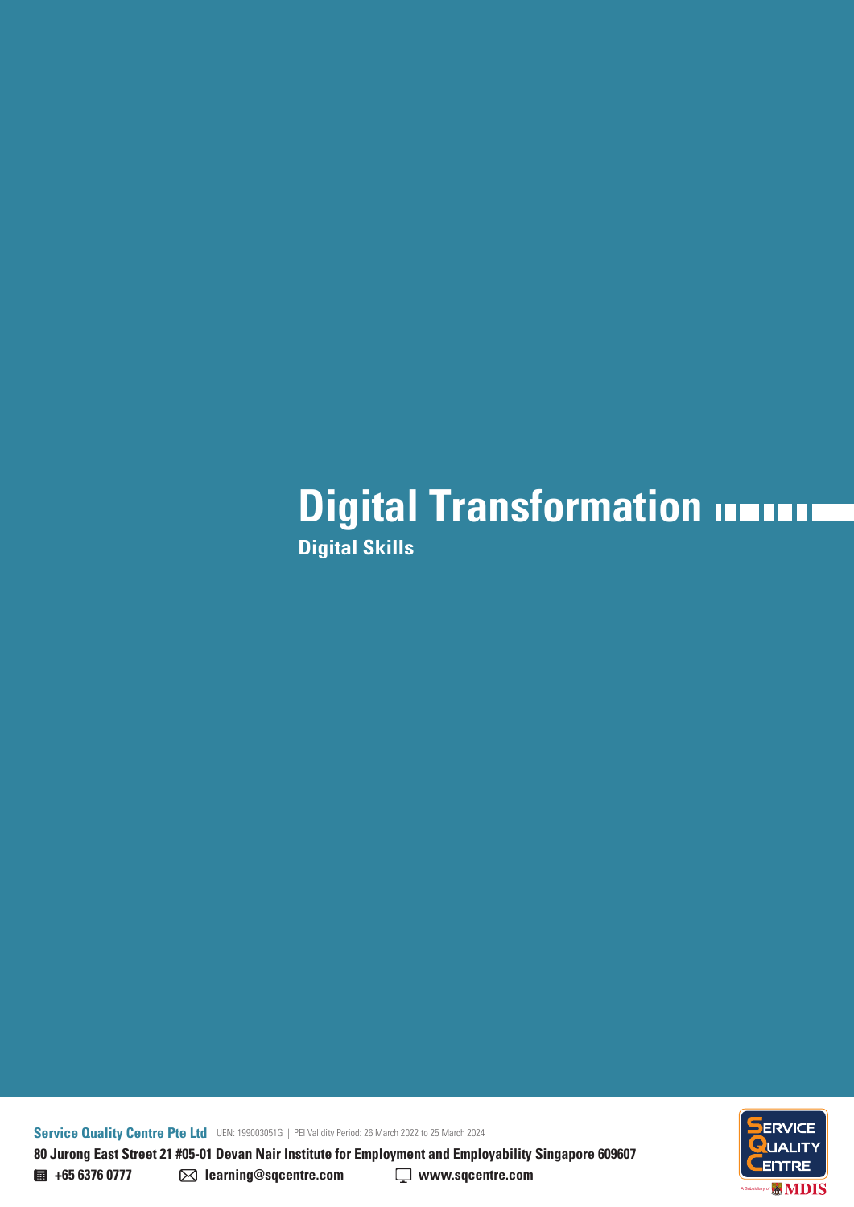# Digital Transformation

## Digital Skills

**Service Quality Centre Pte Ltd** UEN: 199003051G | PEI Validity Period: 26 March 2022 to 25 March 2024

**80 Jurong East Street 21 #05-01 Devan Nair Institute for Employment and Employability Singapore 609607**

**+65 6376 0777** **learning@sqcentre.com** **www.sqcentre.com**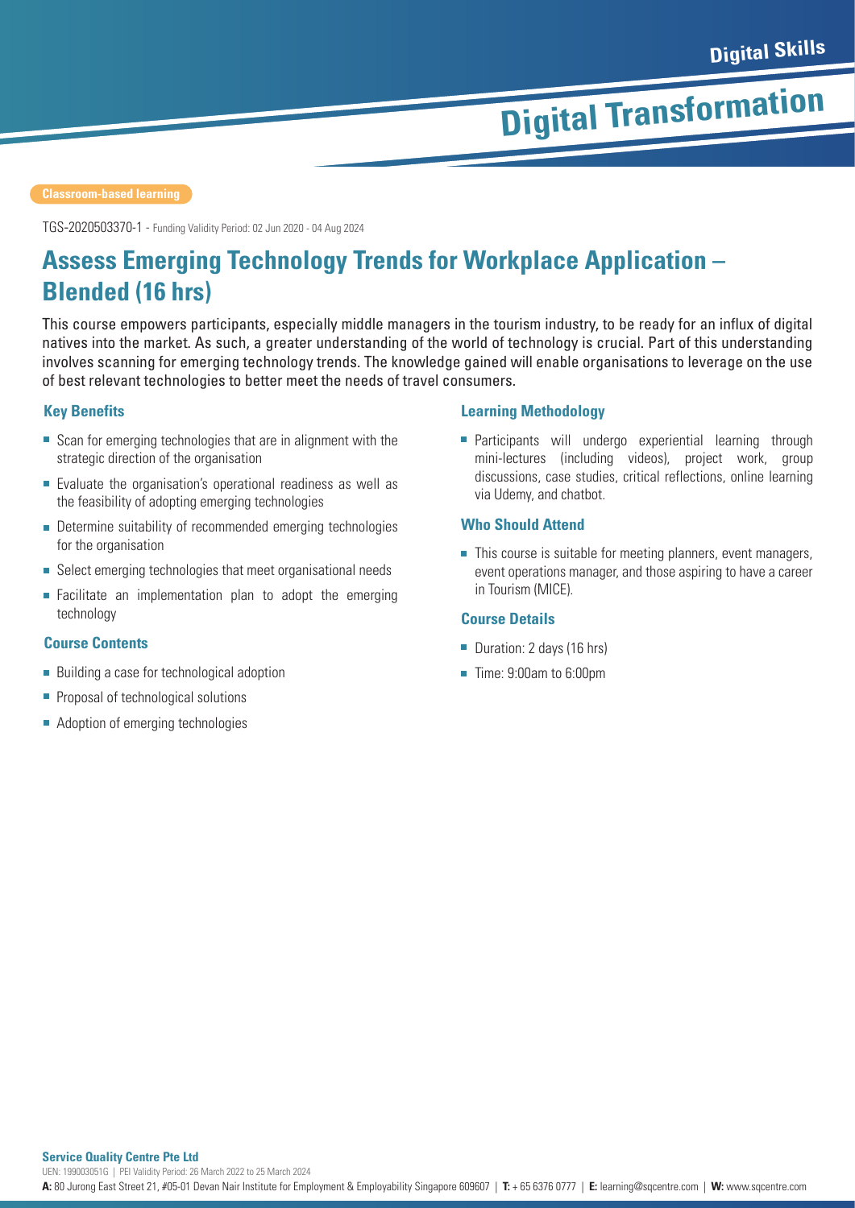Digital Skills

# Digital Transformation

Classroom-based learning

TGS-2020503370-1 - Funding Validity Period: 02 Jun 2020 - 04 Aug 2024

## Assess Emerging Technology Trends for Workplace Application – Blended (16 hrs)

This course empowers participants, especially middle managers in the tourism industry, to be ready for an influx of digital natives into the market. As such, a greater understanding of the world of technology is crucial. Part of this understanding involves scanning for emerging technology trends. The knowledge gained will enable organisations to leverage on the use of best relevant technologies to better meet the needs of travel consumers.

### Key Benefits

- Scan for emerging technologies that are in alignment with the strategic direction of the organisation
- Evaluate the organisation's operational readiness as well as the feasibility of adopting emerging technologies
- Determine suitability of recommended emerging technologies for the organisation
- Select emerging technologies that meet organisational needs
- Facilitate an implementation plan to adopt the emerging technology

### Course Contents

- Building a case for technological adoption
- Proposal of technological solutions
- Adoption of emerging technologies

### Learning Methodology

- Participants will undergo experiential learning through mini-lectures (including videos), project work, group discussions, case studies, critical reflections, online learning via Udemy, and chatbot.

### Who Should Attend

- This course is suitable for meeting planners, event managers, event operations manager, and those aspiring to have a career in Tourism (MICE).

### Course Details

- Duration: 2 days (16 hrs)
- Time: 9:00am to 6:00pm

**Service Quality Centre Pte Ltd**
UEN: 199003051G | PEI Validity Period: 26 March 2022 to 25 March 2024
**A:** 80 Jurong East Street 21, #05-01 Devan Nair Institute for Employment & Employability Singapore 609607 | **T:** + 65 6376 0777 | **E:** learning@sqcentre.com | **W:** www.sqcentre.com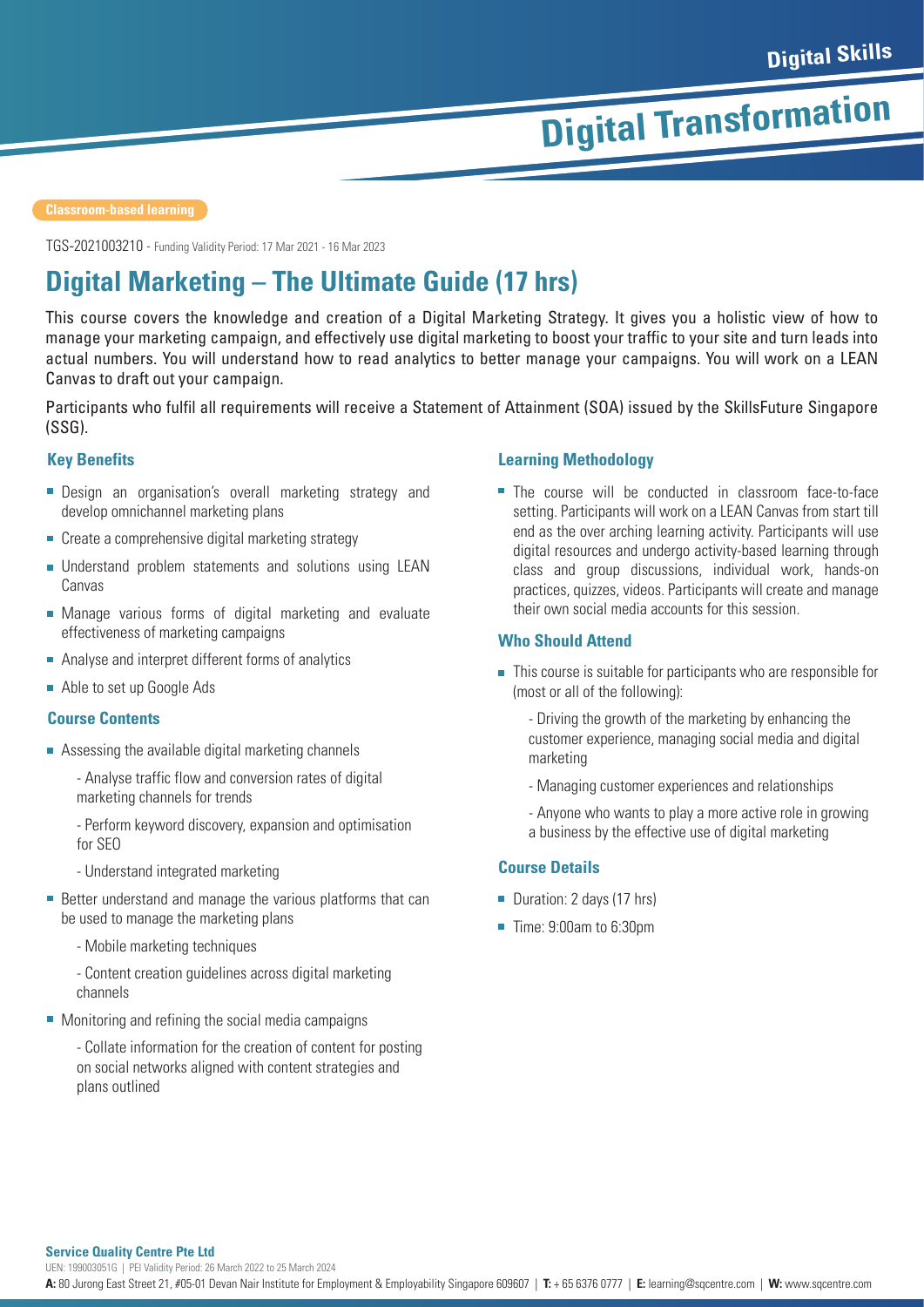Digital Skills

# Digital Transformation

Classroom-based learning

TGS-2021003210 - Funding Validity Period: 17 Mar 2021 - 16 Mar 2023

## Digital Marketing – The Ultimate Guide (17 hrs)

This course covers the knowledge and creation of a Digital Marketing Strategy. It gives you a holistic view of how to manage your marketing campaign, and effectively use digital marketing to boost your traffic to your site and turn leads into actual numbers. You will understand how to read analytics to better manage your campaigns. You will work on a LEAN Canvas to draft out your campaign.

Participants who fulfil all requirements will receive a Statement of Attainment (SOA) issued by the SkillsFuture Singapore (SSG).

### Key Benefits

- Design an organisation's overall marketing strategy and develop omnichannel marketing plans
- Create a comprehensive digital marketing strategy
- Understand problem statements and solutions using LEAN Canvas
- Manage various forms of digital marketing and evaluate effectiveness of marketing campaigns
- Analyse and interpret different forms of analytics
- Able to set up Google Ads

### Course Contents

- Assessing the available digital marketing channels
  - Analyse traffic flow and conversion rates of digital marketing channels for trends
  - Perform keyword discovery, expansion and optimisation for SEO
  - Understand integrated marketing
- Better understand and manage the various platforms that can be used to manage the marketing plans
  - Mobile marketing techniques
  - Content creation guidelines across digital marketing channels
- Monitoring and refining the social media campaigns
  - Collate information for the creation of content for posting on social networks aligned with content strategies and plans outlined

### Learning Methodology

- The course will be conducted in classroom face-to-face setting. Participants will work on a LEAN Canvas from start till end as the over arching learning activity. Participants will use digital resources and undergo activity-based learning through class and group discussions, individual work, hands-on practices, quizzes, videos. Participants will create and manage their own social media accounts for this session.

### Who Should Attend

- This course is suitable for participants who are responsible for (most or all of the following):
  - Driving the growth of the marketing by enhancing the customer experience, managing social media and digital marketing
  - Managing customer experiences and relationships
  - Anyone who wants to play a more active role in growing a business by the effective use of digital marketing

### Course Details

- Duration: 2 days (17 hrs)
- Time: 9:00am to 6:30pm

**Service Quality Centre Pte Ltd**
UEN: 199003051G | PEI Validity Period: 26 March 2022 to 25 March 2024
**A:** 80 Jurong East Street 21, #05-01 Devan Nair Institute for Employment & Employability Singapore 609607 | **T:** + 65 6376 0777 | **E:** learning@sqcentre.com | **W:** www.sqcentre.com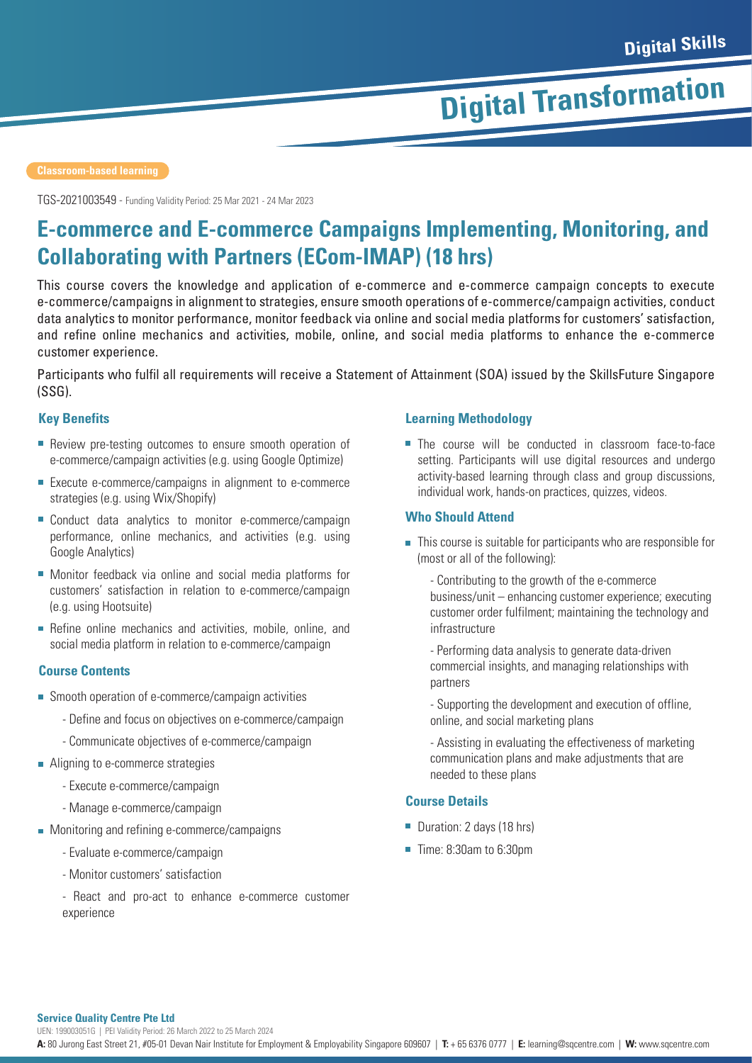Digital Skills

# Digital Transformation

Classroom-based learning

TGS-2021003549 - Funding Validity Period: 25 Mar 2021 - 24 Mar 2023

## E-commerce and E-commerce Campaigns Implementing, Monitoring, and Collaborating with Partners (ECom-IMAP) (18 hrs)

This course covers the knowledge and application of e-commerce and e-commerce campaign concepts to execute e-commerce/campaigns in alignment to strategies, ensure smooth operations of e-commerce/campaign activities, conduct data analytics to monitor performance, monitor feedback via online and social media platforms for customers' satisfaction, and refine online mechanics and activities, mobile, online, and social media platforms to enhance the e-commerce customer experience.

Participants who fulfil all requirements will receive a Statement of Attainment (SOA) issued by the SkillsFuture Singapore (SSG).

### Key Benefits

- Review pre-testing outcomes to ensure smooth operation of e-commerce/campaign activities (e.g. using Google Optimize)
- Execute e-commerce/campaigns in alignment to e-commerce strategies (e.g. using Wix/Shopify)
- Conduct data analytics to monitor e-commerce/campaign performance, online mechanics, and activities (e.g. using Google Analytics)
- Monitor feedback via online and social media platforms for customers' satisfaction in relation to e-commerce/campaign (e.g. using Hootsuite)
- Refine online mechanics and activities, mobile, online, and social media platform in relation to e-commerce/campaign

### Course Contents

- Smooth operation of e-commerce/campaign activities
  - Define and focus on objectives on e-commerce/campaign
  - Communicate objectives of e-commerce/campaign
- Aligning to e-commerce strategies
  - Execute e-commerce/campaign
  - Manage e-commerce/campaign
- Monitoring and refining e-commerce/campaigns
  - Evaluate e-commerce/campaign
  - Monitor customers' satisfaction
  - React and pro-act to enhance e-commerce customer experience

### Learning Methodology

- The course will be conducted in classroom face-to-face setting. Participants will use digital resources and undergo activity-based learning through class and group discussions, individual work, hands-on practices, quizzes, videos.

### Who Should Attend

- This course is suitable for participants who are responsible for (most or all of the following):
  - Contributing to the growth of the e-commerce business/unit – enhancing customer experience; executing customer order fulfilment; maintaining the technology and infrastructure
  - Performing data analysis to generate data-driven commercial insights, and managing relationships with partners
  - Supporting the development and execution of offline, online, and social marketing plans
  - Assisting in evaluating the effectiveness of marketing communication plans and make adjustments that are needed to these plans

### Course Details

- Duration: 2 days (18 hrs)
- Time: 8:30am to 6:30pm

**Service Quality Centre Pte Ltd**
UEN: 199003051G | PEI Validity Period: 26 March 2022 to 25 March 2024
**A:** 80 Jurong East Street 21, #05-01 Devan Nair Institute for Employment & Employability Singapore 609607 | **T:** + 65 6376 0777 | **E:** learning@sqcentre.com | **W:** www.sqcentre.com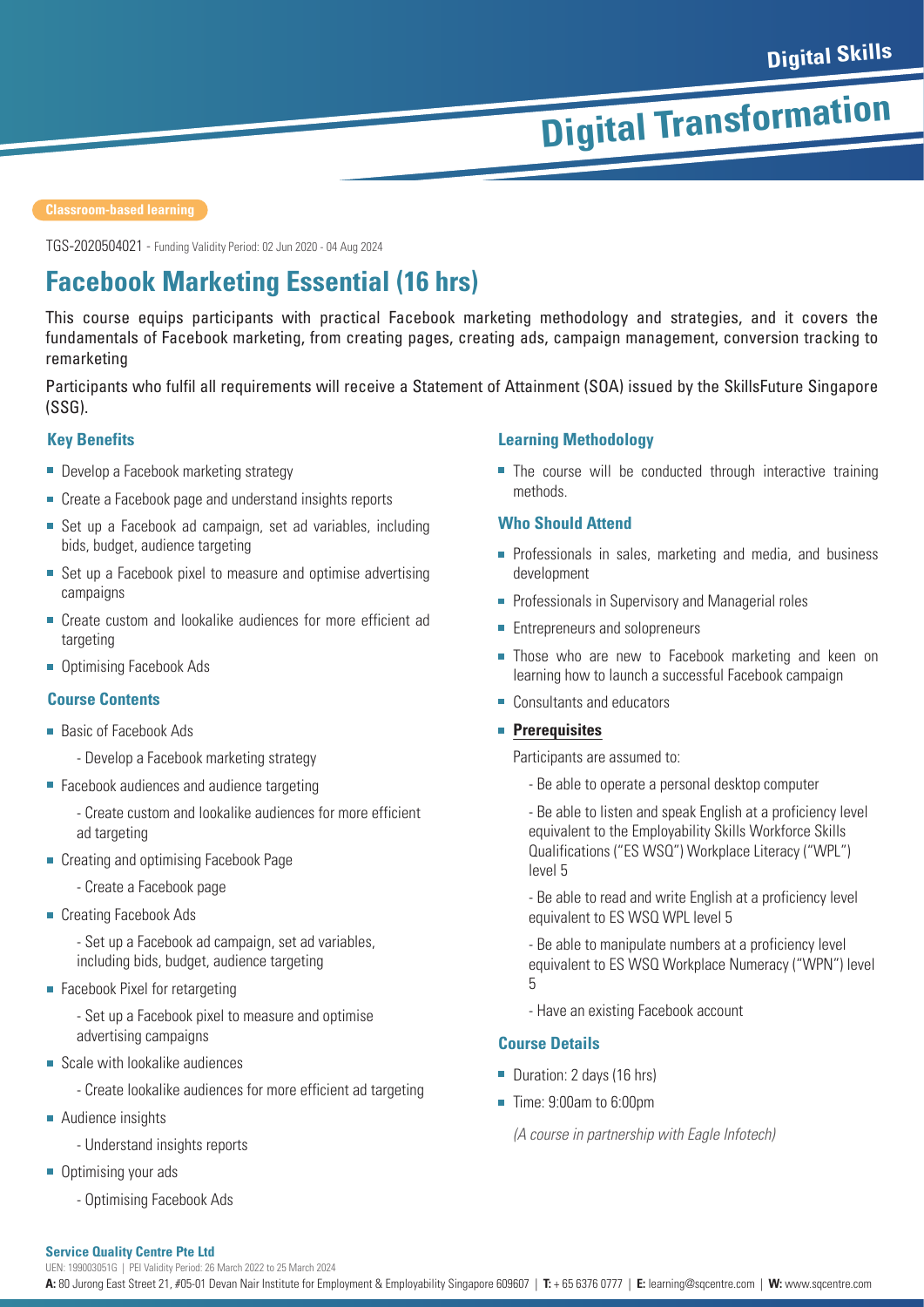Digital Skills

# Digital Transformation

Classroom-based learning

TGS-2020504021 - Funding Validity Period: 02 Jun 2020 - 04 Aug 2024

## Facebook Marketing Essential (16 hrs)

This course equips participants with practical Facebook marketing methodology and strategies, and it covers the fundamentals of Facebook marketing, from creating pages, creating ads, campaign management, conversion tracking to remarketing

Participants who fulfil all requirements will receive a Statement of Attainment (SOA) issued by the SkillsFuture Singapore (SSG).

### Key Benefits

- Develop a Facebook marketing strategy
- Create a Facebook page and understand insights reports
- Set up a Facebook ad campaign, set ad variables, including bids, budget, audience targeting
- Set up a Facebook pixel to measure and optimise advertising campaigns
- Create custom and lookalike audiences for more efficient ad targeting
- Optimising Facebook Ads

### Course Contents

- Basic of Facebook Ads
  - Develop a Facebook marketing strategy
- Facebook audiences and audience targeting
  - Create custom and lookalike audiences for more efficient ad targeting
- Creating and optimising Facebook Page
  - Create a Facebook page
- Creating Facebook Ads
  - Set up a Facebook ad campaign, set ad variables, including bids, budget, audience targeting
- Facebook Pixel for retargeting
  - Set up a Facebook pixel to measure and optimise advertising campaigns
- Scale with lookalike audiences
  - Create lookalike audiences for more efficient ad targeting
- Audience insights
  - Understand insights reports
- Optimising your ads
  - Optimising Facebook Ads

### Learning Methodology

- The course will be conducted through interactive training methods.

### Who Should Attend

- Professionals in sales, marketing and media, and business development
- Professionals in Supervisory and Managerial roles
- Entrepreneurs and solopreneurs
- Those who are new to Facebook marketing and keen on learning how to launch a successful Facebook campaign
- Consultants and educators
- **Prerequisites**

  Participants are assumed to:

  - Be able to operate a personal desktop computer
  - Be able to listen and speak English at a proficiency level equivalent to the Employability Skills Workforce Skills Qualifications ("ES WSQ") Workplace Literacy ("WPL") level 5
  - Be able to read and write English at a proficiency level equivalent to ES WSQ WPL level 5
  - Be able to manipulate numbers at a proficiency level equivalent to ES WSQ Workplace Numeracy ("WPN") level 5
  - Have an existing Facebook account

### Course Details

- Duration: 2 days (16 hrs)
- Time: 9:00am to 6:00pm

*(A course in partnership with Eagle Infotech)*

**Service Quality Centre Pte Ltd**

UEN: 199003051G | PEI Validity Period: 26 March 2022 to 25 March 2024

**A:** 80 Jurong East Street 21, #05-01 Devan Nair Institute for Employment & Employability Singapore 609607 | **T:** + 65 6376 0777 | **E:** learning@sqcentre.com | **W:** www.sqcentre.com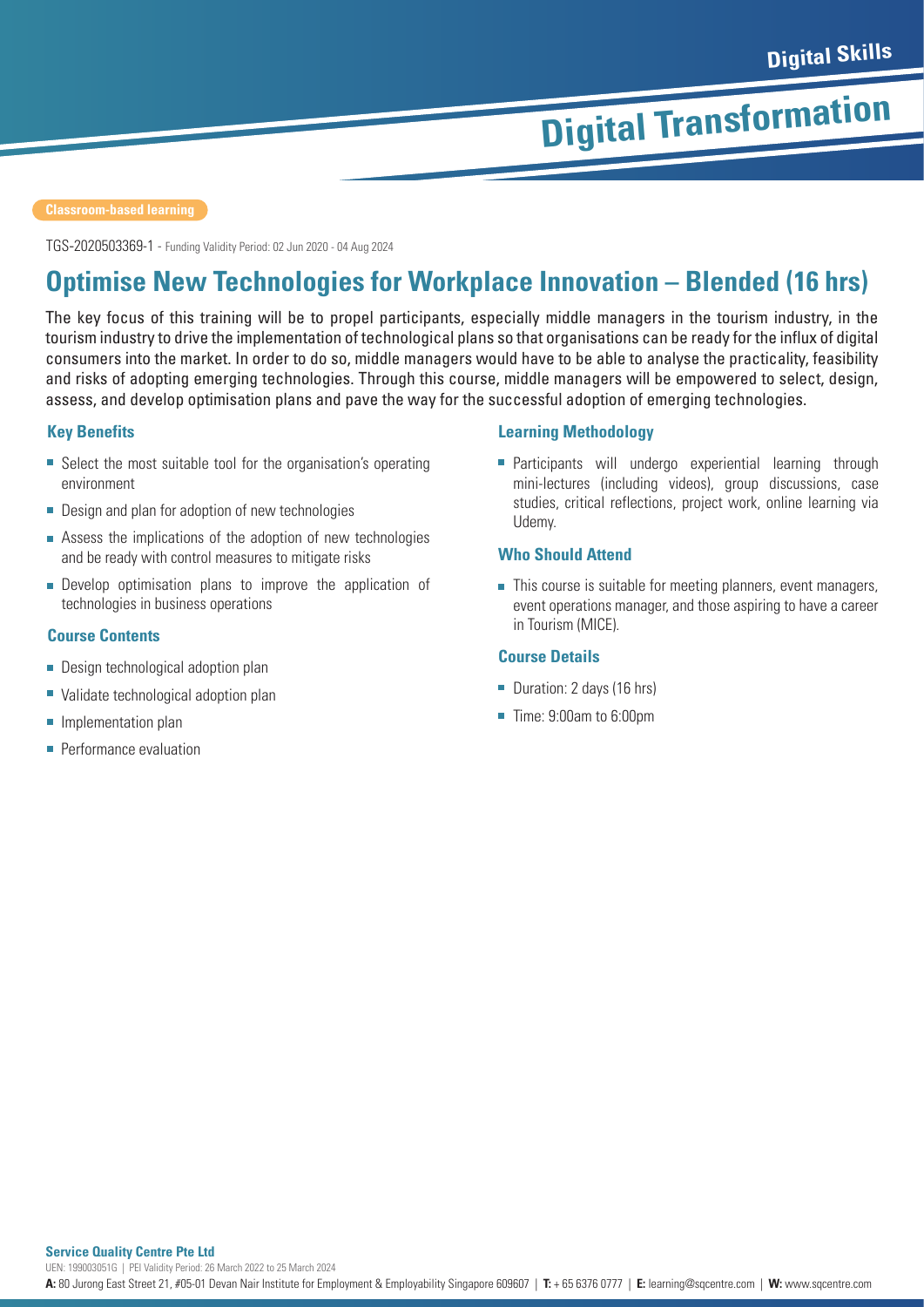Digital Skills

# Digital Transformation

Classroom-based learning

TGS-2020503369-1 - Funding Validity Period: 02 Jun 2020 - 04 Aug 2024

## Optimise New Technologies for Workplace Innovation – Blended (16 hrs)

The key focus of this training will be to propel participants, especially middle managers in the tourism industry, in the tourism industry to drive the implementation of technological plans so that organisations can be ready for the influx of digital consumers into the market. In order to do so, middle managers would have to be able to analyse the practicality, feasibility and risks of adopting emerging technologies. Through this course, middle managers will be empowered to select, design, assess, and develop optimisation plans and pave the way for the successful adoption of emerging technologies.

### Key Benefits

- Select the most suitable tool for the organisation's operating environment
- Design and plan for adoption of new technologies
- Assess the implications of the adoption of new technologies and be ready with control measures to mitigate risks
- Develop optimisation plans to improve the application of technologies in business operations

### Course Contents

- Design technological adoption plan
- Validate technological adoption plan
- Implementation plan
- Performance evaluation

### Learning Methodology

- Participants will undergo experiential learning through mini-lectures (including videos), group discussions, case studies, critical reflections, project work, online learning via Udemy.

### Who Should Attend

- This course is suitable for meeting planners, event managers, event operations manager, and those aspiring to have a career in Tourism (MICE).

### Course Details

- Duration: 2 days (16 hrs)
- Time: 9:00am to 6:00pm

**Service Quality Centre Pte Ltd**

UEN: 199003051G | PEI Validity Period: 26 March 2022 to 25 March 2024

**A:** 80 Jurong East Street 21, #05-01 Devan Nair Institute for Employment & Employability Singapore 609607 | **T:** + 65 6376 0777 | **E:** learning@sqcentre.com | **W:** www.sqcentre.com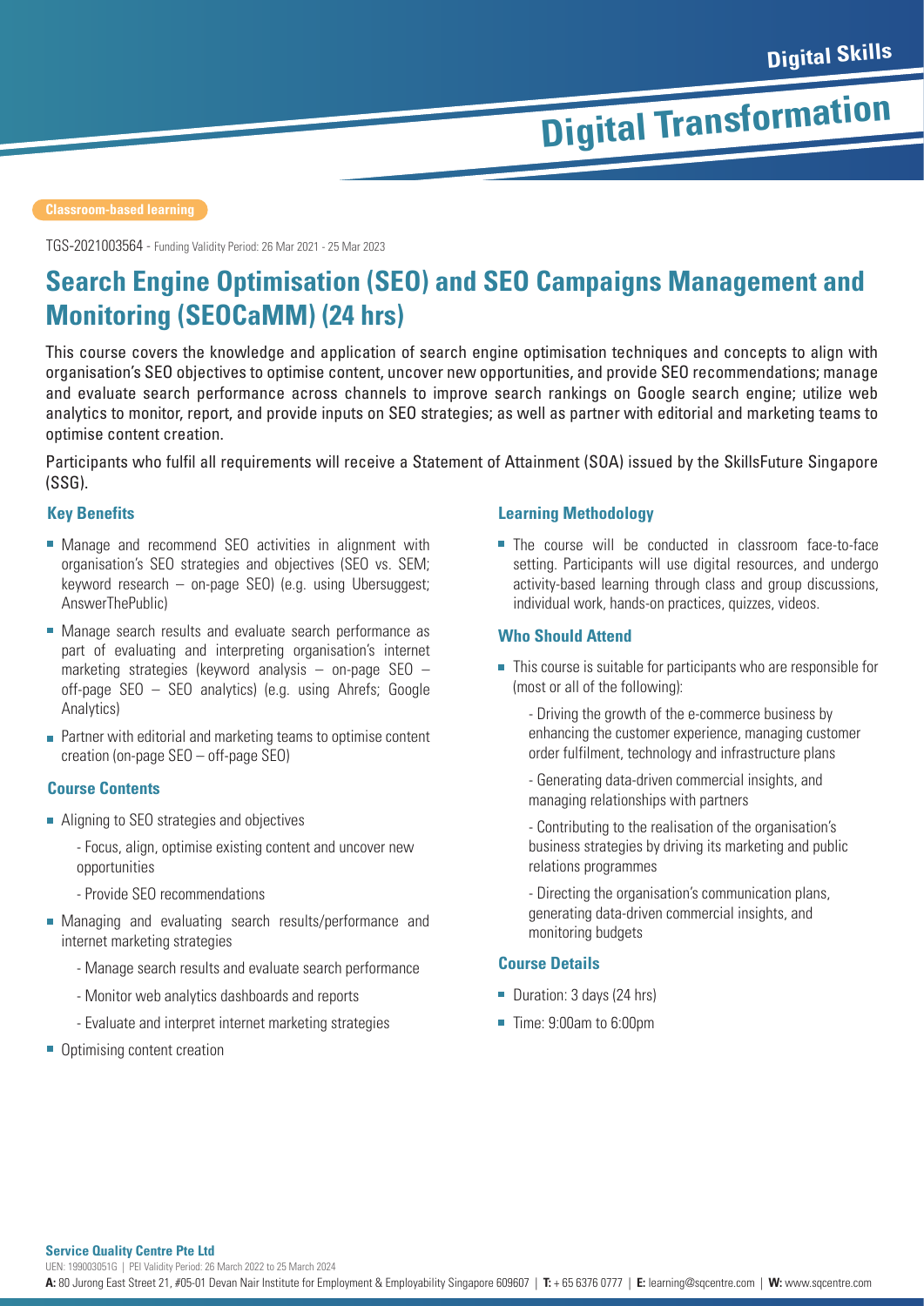Digital Skills

# Digital Transformation

Classroom-based learning

TGS-2021003564 - Funding Validity Period: 26 Mar 2021 - 25 Mar 2023

## Search Engine Optimisation (SEO) and SEO Campaigns Management and Monitoring (SEOCaMM) (24 hrs)

This course covers the knowledge and application of search engine optimisation techniques and concepts to align with organisation's SEO objectives to optimise content, uncover new opportunities, and provide SEO recommendations; manage and evaluate search performance across channels to improve search rankings on Google search engine; utilize web analytics to monitor, report, and provide inputs on SEO strategies; as well as partner with editorial and marketing teams to optimise content creation.

Participants who fulfil all requirements will receive a Statement of Attainment (SOA) issued by the SkillsFuture Singapore (SSG).

### Key Benefits

- Manage and recommend SEO activities in alignment with organisation's SEO strategies and objectives (SEO vs. SEM; keyword research – on-page SEO) (e.g. using Ubersuggest; AnswerThePublic)
- Manage search results and evaluate search performance as part of evaluating and interpreting organisation's internet marketing strategies (keyword analysis – on-page SEO – off-page SEO – SEO analytics) (e.g. using Ahrefs; Google Analytics)
- Partner with editorial and marketing teams to optimise content creation (on-page SEO – off-page SEO)

### Course Contents

- Aligning to SEO strategies and objectives
  - Focus, align, optimise existing content and uncover new opportunities
  - Provide SEO recommendations
- Managing and evaluating search results/performance and internet marketing strategies
  - Manage search results and evaluate search performance
  - Monitor web analytics dashboards and reports
  - Evaluate and interpret internet marketing strategies
- Optimising content creation

### Learning Methodology

- The course will be conducted in classroom face-to-face setting. Participants will use digital resources, and undergo activity-based learning through class and group discussions, individual work, hands-on practices, quizzes, videos.

### Who Should Attend

- This course is suitable for participants who are responsible for (most or all of the following):
  - Driving the growth of the e-commerce business by enhancing the customer experience, managing customer order fulfilment, technology and infrastructure plans
  - Generating data-driven commercial insights, and managing relationships with partners
  - Contributing to the realisation of the organisation's business strategies by driving its marketing and public relations programmes
  - Directing the organisation's communication plans, generating data-driven commercial insights, and monitoring budgets

### Course Details

- Duration: 3 days (24 hrs)
- Time: 9:00am to 6:00pm

**Service Quality Centre Pte Ltd**
UEN: 199003051G | PEI Validity Period: 26 March 2022 to 25 March 2024
**A:** 80 Jurong East Street 21, #05-01 Devan Nair Institute for Employment & Employability Singapore 609607 | **T:** + 65 6376 0777 | **E:** learning@sqcentre.com | **W:** www.sqcentre.com